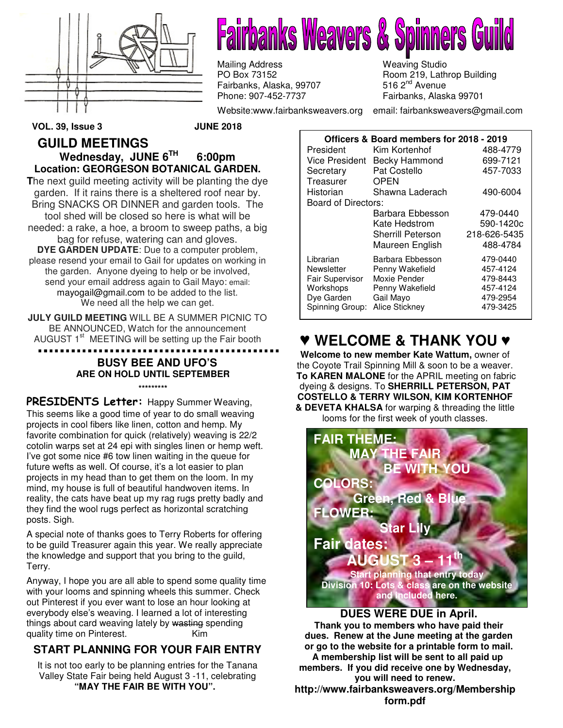# Fairbanks Weavers & Spinners Guild

Mailing Address
PO Box 73152
Fairbanks, Alaska, 99707
Phone: 907-452-7737

Weaving Studio
Room 219, Lathrop Building
516 2nd Avenue
Fairbanks, Alaska 99701

Website:www.fairbanksweavers.org email: fairbanksweavers@gmail.com

**VOL. 39, Issue 3** **JUNE 2018**

## GUILD MEETINGS

**Wednesday, JUNE 6TH 6:00pm**
**Location: GEORGESON BOTANICAL GARDEN.**

**T**he next guild meeting activity will be planting the dye garden. If it rains there is a sheltered roof near by. Bring SNACKS OR DINNER and garden tools. The tool shed will be closed so here is what will be needed: a rake, a hoe, a broom to sweep paths, a big bag for refuse, watering can and gloves.

**DYE GARDEN UPDATE**: Due to a computer problem, please resend your email to Gail for updates on working in the garden. Anyone dyeing to help or be involved, send your email address again to Gail Mayo: email: mayogail@gmail.com to be added to the list. We need all the help we can get.

**JULY GUILD MEETING** WILL BE A SUMMER PICNIC TO BE ANNOUNCED, Watch for the announcement AUGUST 1st MEETING will be setting up the Fair booth

### BUSY BEE AND UFO'S
**ARE ON HOLD UNTIL SEPTEMBER**

\*\*\*\*\*\*\*\*\*

**PRESIDENTS Letter:** Happy Summer Weaving, This seems like a good time of year to do small weaving projects in cool fibers like linen, cotton and hemp. My favorite combination for quick (relatively) weaving is 22/2 cotolin warps set at 24 epi with singles linen or hemp weft. I've got some nice #6 tow linen waiting in the queue for future wefts as well. Of course, it's a lot easier to plan projects in my head than to get them on the loom. In my mind, my house is full of beautiful handwoven items. In reality, the cats have beat up my rag rugs pretty badly and they find the wool rugs perfect as horizontal scratching posts. Sigh.

A special note of thanks goes to Terry Roberts for offering to be guild Treasurer again this year. We really appreciate the knowledge and support that you bring to the guild, Terry.

Anyway, I hope you are all able to spend some quality time with your looms and spinning wheels this summer. Check out Pinterest if you ever want to lose an hour looking at everybody else's weaving. I learned a lot of interesting things about card weaving lately by ~~wasting~~ spending quality time on Pinterest. Kim

## START PLANNING FOR YOUR FAIR ENTRY

It is not too early to be planning entries for the Tanana Valley State Fair being held August 3 -11, celebrating **"MAY THE FAIR BE WITH YOU".**

| Officers & Board members for 2018 - 2019 | | |
|---|---|---|
| President | Kim Kortenhof | 488-4779 |
| Vice President | Becky Hammond | 699-7121 |
| Secretary | Pat Costello | 457-7033 |
| Treasurer | OPEN | |
| Historian | Shawna Laderach | 490-6004 |
| Board of Directors: | | |
| | Barbara Ebbesson | 479-0440 |
| | Kate Hedstrom | 590-1420c |
| | Sherrill Peterson | 218-626-5435 |
| | Maureen English | 488-4784 |
| Librarian | Barbara Ebbesson | 479-0440 |
| Newsletter | Penny Wakefield | 457-4124 |
| Fair Supervisor | Moxie Pender | 479-8443 |
| Workshops | Penny Wakefield | 457-4124 |
| Dye Garden | Gail Mayo | 479-2954 |
| Spinning Group: | Alice Stickney | 479-3425 |

## ♥ WELCOME & THANK YOU ♥

**Welcome to new member Kate Wattum,** owner of the Coyote Trail Spinning Mill & soon to be a weaver. **To KAREN MALONE** for the APRIL meeting on fabric dyeing & designs. To **SHERRILL PETERSON, PAT COSTELLO & TERRY WILSON, KIM KORTENHOF & DEVETA KHALSA** for warping & threading the little looms for the first week of youth classes.

**FAIR THEME:**
**MAY THE FAIR BE WITH YOU**
**COLORS:**
**Green, Red & Blue**
**FLOWER:**
**Star Lily**
**Fair dates:**
**AUGUST 3 – 11th**
**Start planning that entry today**
**Division 10: Lots & class are on the website and included here.**

### DUES WERE DUE in April.

**Thank you to members who have paid their dues. Renew at the June meeting at the garden or go to the website for a printable form to mail. A membership list will be sent to all paid up members. If you did receive one by Wednesday, you will need to renew.**

**http://www.fairbanksweavers.org/Membership form.pdf**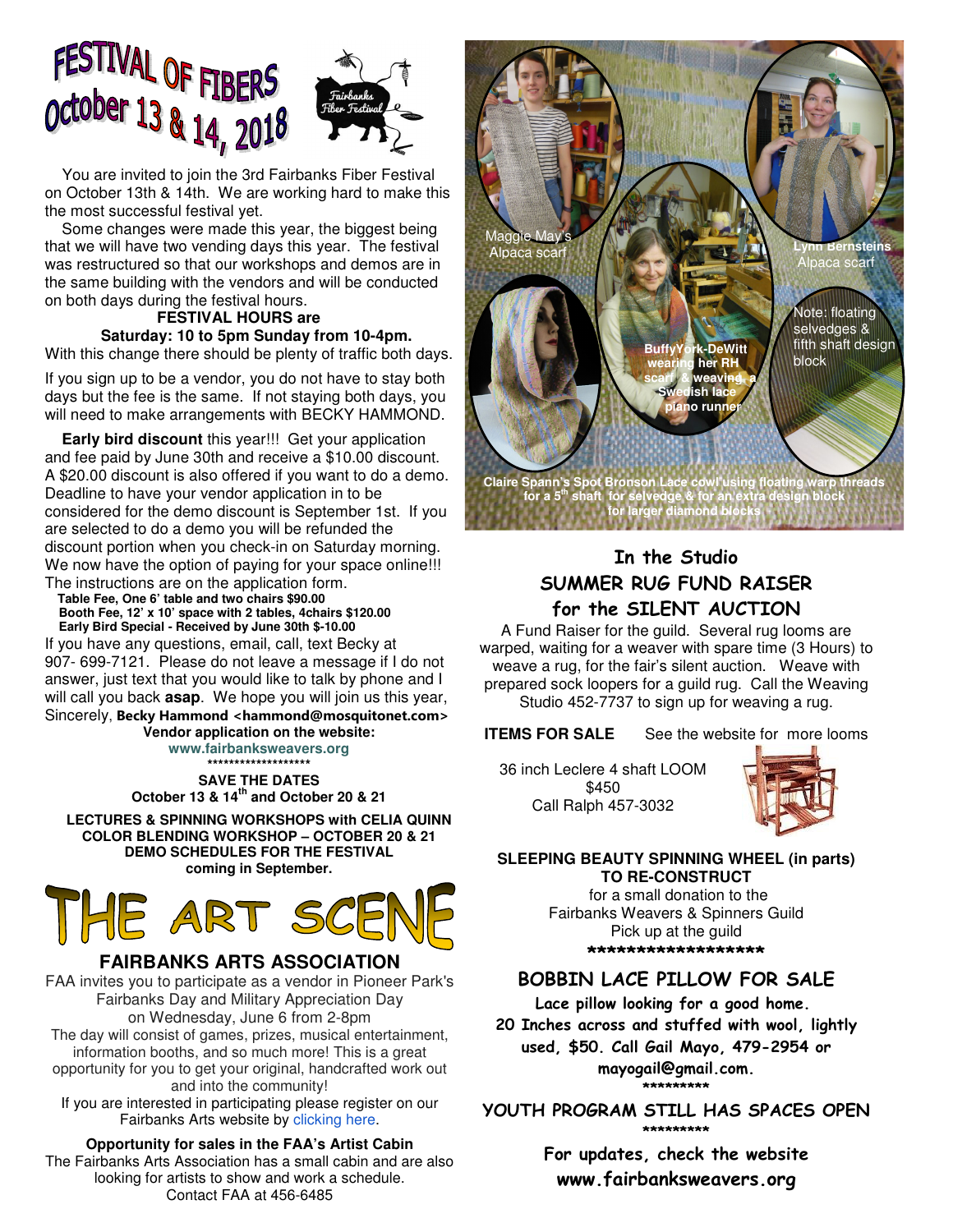# FESTIVAL OF FIBERS October 13 & 14, 2018

Fairbanks Fiber Festival

You are invited to join the 3rd Fairbanks Fiber Festival on October 13th & 14th. We are working hard to make this the most successful festival yet.

Some changes were made this year, the biggest being that we will have two vending days this year. The festival was restructured so that our workshops and demos are in the same building with the vendors and will be conducted on both days during the festival hours.

**FESTIVAL HOURS are**
**Saturday: 10 to 5pm Sunday from 10-4pm.**

With this change there should be plenty of traffic both days.

If you sign up to be a vendor, you do not have to stay both days but the fee is the same. If not staying both days, you will need to make arrangements with BECKY HAMMOND.

**Early bird discount** this year!!! Get your application and fee paid by June 30th and receive a $10.00 discount. A $20.00 discount is also offered if you want to do a demo. Deadline to have your vendor application in to be considered for the demo discount is September 1st. If you are selected to do a demo you will be refunded the discount portion when you check-in on Saturday morning. We now have the option of paying for your space online!!! The instructions are on the application form.

**Table Fee, One 6' table and two chairs $90.00**
**Booth Fee, 12' x 10' space with 2 tables, 4chairs $120.00**
**Early Bird Special - Received by June 30th $-10.00**

If you have any questions, email, call, text Becky at 907- 699-7121. Please do not leave a message if I do not answer, just text that you would like to talk by phone and I will call you back **asap**. We hope you will join us this year, Sincerely, **Becky Hammond <hammond@mosquitonet.com>**

**Vendor application on the website:**
**www.fairbanksweavers.org**

*******************

**SAVE THE DATES**
**October 13 & 14th and October 20 & 21**

**LECTURES & SPINNING WORKSHOPS with CELIA QUINN**
**COLOR BLENDING WORKSHOP – OCTOBER 20 & 21**
**DEMO SCHEDULES FOR THE FESTIVAL coming in September.**

# THE ART SCENE

## FAIRBANKS ARTS ASSOCIATION

FAA invites you to participate as a vendor in Pioneer Park's Fairbanks Day and Military Appreciation Day on Wednesday, June 6 from 2-8pm

The day will consist of games, prizes, musical entertainment, information booths, and so much more! This is a great opportunity for you to get your original, handcrafted work out and into the community!

If you are interested in participating please register on our Fairbanks Arts website by clicking here.

**Opportunity for sales in the FAA's Artist Cabin**

The Fairbanks Arts Association has a small cabin and are also looking for artists to show and work a schedule. Contact FAA at 456-6485

Maggie May's Alpaca scarf

Lynn Bernsteins Alpaca scarf

BuffyYork-DeWitt wearing her RH scarf & weaving a Swedish lace piano runner

Note: floating selvedges & fifth shaft design block

Claire Spann's Spot Bronson Lace cowl using floating warp threads for a 5th shaft for selvedge & for an extra design block for larger diamond blocks

## In the Studio SUMMER RUG FUND RAISER for the SILENT AUCTION

A Fund Raiser for the guild. Several rug looms are warped, waiting for a weaver with spare time (3 Hours) to weave a rug, for the fair's silent auction. Weave with prepared sock loopers for a guild rug. Call the Weaving Studio 452-7737 to sign up for weaving a rug.

**ITEMS FOR SALE** See the website for more looms

36 inch Leclere 4 shaft LOOM
$450
Call Ralph 457-3032

**SLEEPING BEAUTY SPINNING WHEEL (in parts) TO RE-CONSTRUCT**
for a small donation to the Fairbanks Weavers & Spinners Guild
Pick up at the guild

*******************

## BOBBIN LACE PILLOW FOR SALE

**Lace pillow looking for a good home. 20 Inches across and stuffed with wool, lightly used, $50. Call Gail Mayo, 479-2954 or mayogail@gmail.com.**

*********

## YOUTH PROGRAM STILL HAS SPACES OPEN

*********

**For updates, check the website www.fairbanksweavers.org**